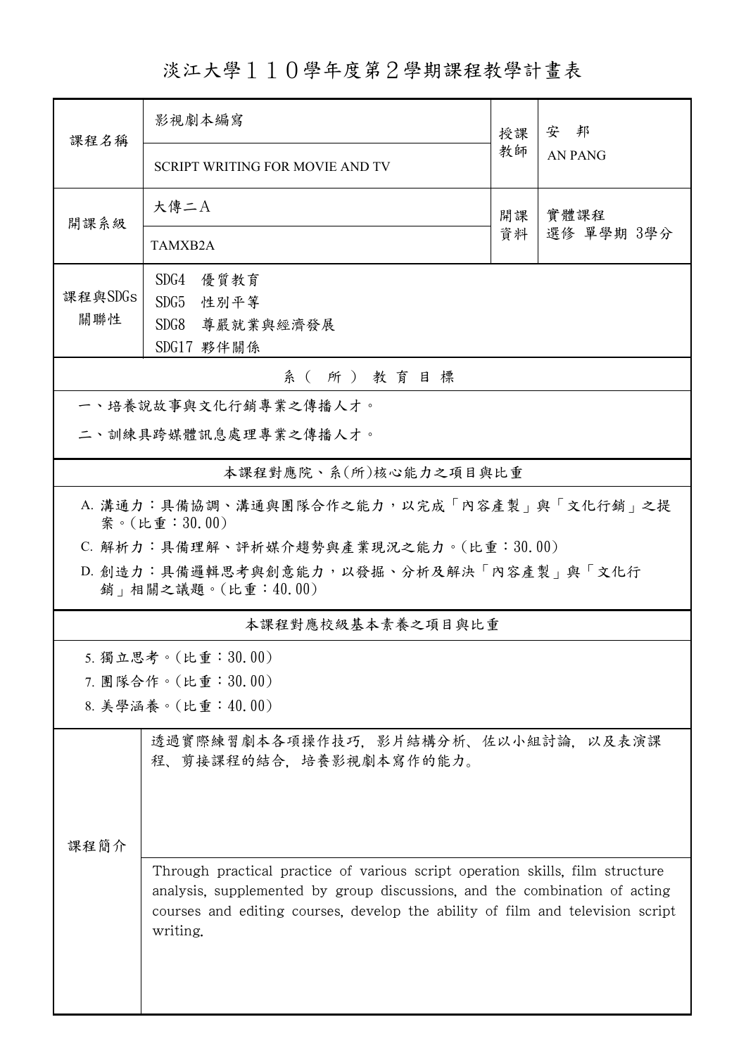# 淡江大學１１０學年度第２學期課程教學計畫表

| 課程名稱 | 影視劇本編寫 | 授課教師 | 安　邦 |
|---|---|---|---|
| | SCRIPT WRITING FOR MOVIE AND TV | | AN PANG |
| 開課系級 | 大傳二A | 開課資料 | 實體課程<br>選修 單學期 3學分 |
| | TAMXB2A | | |
| 課程與SDGs關聯性 | SDG4　優質教育<br>SDG5　性別平等<br>SDG8　尊嚴就業與經濟發展<br>SDG17 夥伴關係 | | |

## 系（所）教育目標

一、培養說故事與文化行銷專業之傳播人才。

二、訓練具跨媒體訊息處理專業之傳播人才。

## 本課程對應院、系(所)核心能力之項目與比重

A. 溝通力：具備協調、溝通與團隊合作之能力，以完成「內容產製」與「文化行銷」之提案。(比重：30.00)

C. 解析力：具備理解、評析媒介趨勢與產業現況之能力。(比重：30.00)

D. 創造力：具備邏輯思考與創意能力，以發掘、分析及解決「內容產製」與「文化行銷」相關之議題。(比重：40.00)

## 本課程對應校級基本素養之項目與比重

5. 獨立思考。(比重：30.00)

7. 團隊合作。(比重：30.00)

8. 美學涵養。(比重：40.00)

## 課程簡介

透過實際練習劇本各項操作技巧，影片結構分析、佐以小組討論，以及表演課程、剪接課程的結合，培養影視劇本寫作的能力。

Through practical practice of various script operation skills, film structure analysis, supplemented by group discussions, and the combination of acting courses and editing courses, develop the ability of film and television script writing.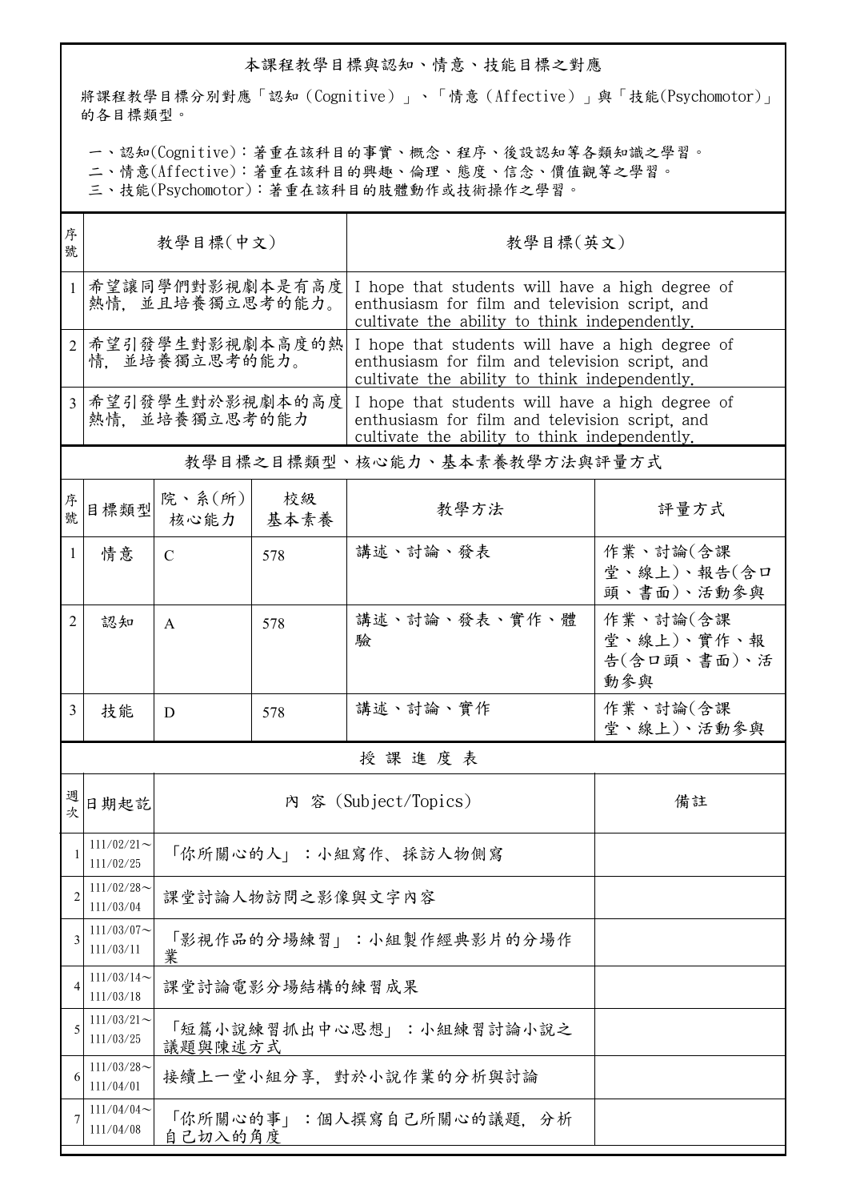## 本課程教學目標與認知、情意、技能目標之對應

將課程教學目標分別對應「認知（Cognitive）」、「情意（Affective）」與「技能(Psychomotor)」的各目標類型。

一、認知(Cognitive)：著重在該科目的事實、概念、程序、後設認知等各類知識之學習。
二、情意(Affective)：著重在該科目的興趣、倫理、態度、信念、價值觀等之學習。
三、技能(Psychomotor)：著重在該科目的肢體動作或技術操作之學習。

| 序號 | 教學目標(中文) | 教學目標(英文) |
|---|---|---|
| 1 | 希望讓同學們對影視劇本是有高度熱情，並且培養獨立思考的能力。 | I hope that students will have a high degree of enthusiasm for film and television script, and cultivate the ability to think independently. |
| 2 | 希望引發學生對影視劇本高度的熱情，並培養獨立思考的能力。 | I hope that students will have a high degree of enthusiasm for film and television script, and cultivate the ability to think independently. |
| 3 | 希望引發學生對於影視劇本的高度熱情，並培養獨立思考的能力 | I hope that students will have a high degree of enthusiasm for film and television script, and cultivate the ability to think independently. |

## 教學目標之目標類型、核心能力、基本素養教學方法與評量方式

| 序號 | 目標類型 | 院、系(所)核心能力 | 校級基本素養 | 教學方法 | 評量方式 |
|---|---|---|---|---|---|
| 1 | 情意 | C | 578 | 講述、討論、發表 | 作業、討論(含課堂、線上)、報告(含口頭、書面)、活動參與 |
| 2 | 認知 | A | 578 | 講述、討論、發表、實作、體驗 | 作業、討論(含課堂、線上)、實作、報告(含口頭、書面)、活動參與 |
| 3 | 技能 | D | 578 | 講述、討論、實作 | 作業、討論(含課堂、線上)、活動參與 |

## 授課進度表

| 週次 | 日期起訖 | 內容 (Subject/Topics) | 備註 |
|---|---|---|---|
| 1 | 111/02/21～111/02/25 | 「你所關心的人」：小組寫作、採訪人物側寫 | |
| 2 | 111/02/28～111/03/04 | 課堂討論人物訪問之影像與文字內容 | |
| 3 | 111/03/07～111/03/11 | 「影視作品的分場練習」：小組製作經典影片的分場作業 | |
| 4 | 111/03/14～111/03/18 | 課堂討論電影分場結構的練習成果 | |
| 5 | 111/03/21～111/03/25 | 「短篇小說練習抓出中心思想」：小組練習討論小說之議題與陳述方式 | |
| 6 | 111/03/28～111/04/01 | 接續上一堂小組分享，對於小說作業的分析與討論 | |
| 7 | 111/04/04～111/04/08 | 「你所關心的事」：個人撰寫自己所關心的議題，分析自己切入的角度 | |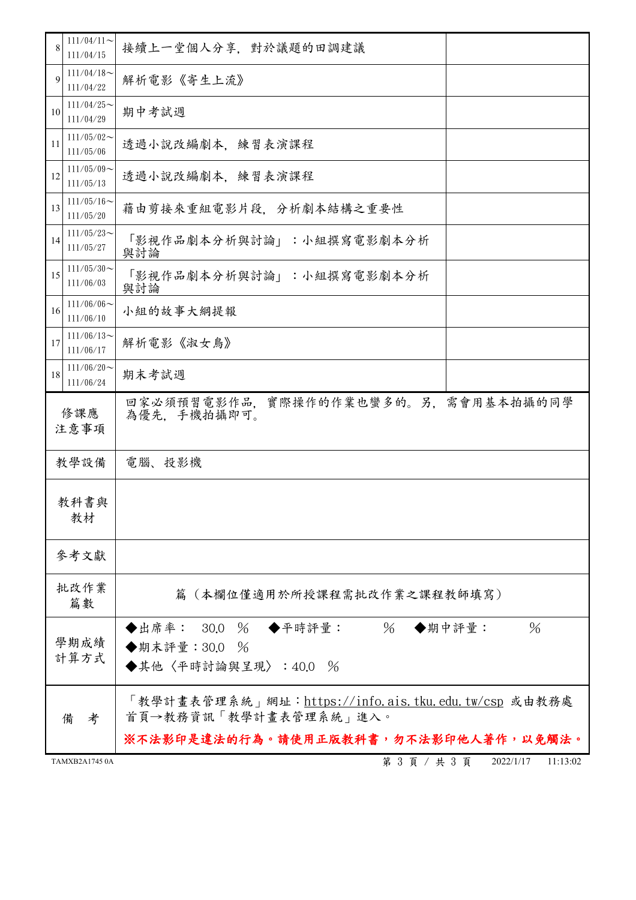| | | | |
|---|---|---|---|
| 8 | 111/04/11～111/04/15 | 接續上一堂個人分享，對於議題的田調建議 | |
| 9 | 111/04/18～111/04/22 | 解析電影《寄生上流》 | |
| 10 | 111/04/25～111/04/29 | 期中考試週 | |
| 11 | 111/05/02～111/05/06 | 透過小說改編劇本，練習表演課程 | |
| 12 | 111/05/09～111/05/13 | 透過小說改編劇本，練習表演課程 | |
| 13 | 111/05/16～111/05/20 | 藉由剪接來重組電影片段，分析劇本結構之重要性 | |
| 14 | 111/05/23～111/05/27 | 「影視作品劇本分析與討論」：小組撰寫電影劇本分析與討論 | |
| 15 | 111/05/30～111/06/03 | 「影視作品劇本分析與討論」：小組撰寫電影劇本分析與討論 | |
| 16 | 111/06/06～111/06/10 | 小組的故事大綱提報 | |
| 17 | 111/06/13～111/06/17 | 解析電影《淑女鳥》 | |
| 18 | 111/06/20～111/06/24 | 期末考試週 | |

| | |
|---|---|
| 修課應注意事項 | 回家必須預習電影作品，實際操作的作業也蠻多的。另，需會用基本拍攝的同學為優先，手機拍攝即可。 |
| 教學設備 | 電腦、投影機 |
| 教科書與教材 | |
| 參考文獻 | |
| 批改作業篇數 | 篇（本欄位僅適用於所授課程需批改作業之課程教師填寫） |
| 學期成績計算方式 | ◆出席率： 30.0 %　◆平時評量：　%　◆期中評量：　%<br>◆期末評量：30.0 %<br>◆其他〈平時討論與呈現〉：40.0 % |
| 備　考 | 「教學計畫表管理系統」網址：https://info.ais.tku.edu.tw/csp 或由教務處首頁→教務資訊「教學計畫表管理系統」進入。<br>**※不法影印是違法的行為。請使用正版教科書，勿不法影印他人著作，以免觸法。** |

TAMXB2A1745 0A　　2022/1/17　11:13:02